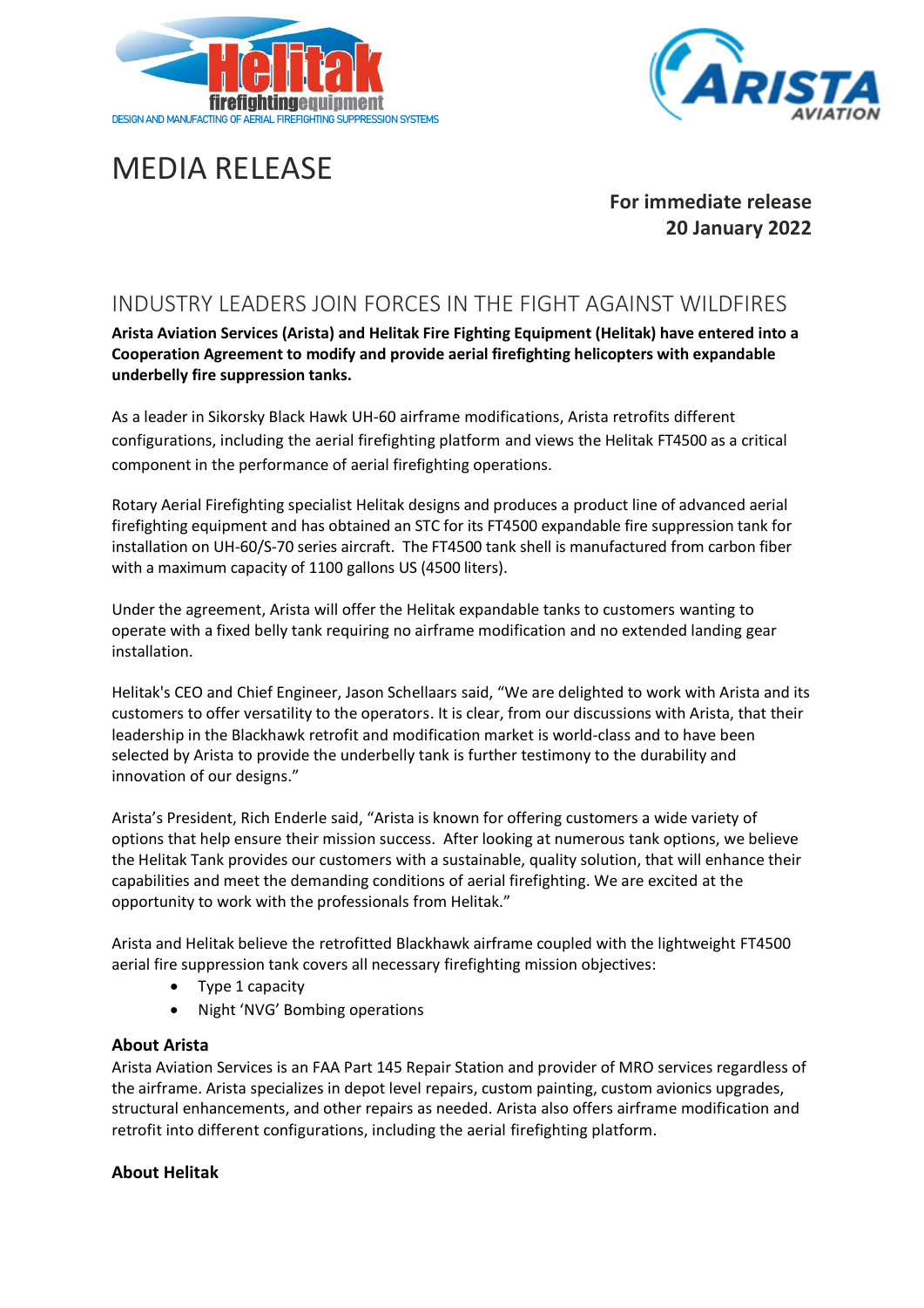Helitak firefightingequipment
DESIGN AND MANUFACTING OF AERIAL FIREFIGHTING SUPPRESSION SYSTEMS

ARISTA AVIATION

# MEDIA RELEASE

**For immediate release**
**20 January 2022**

## INDUSTRY LEADERS JOIN FORCES IN THE FIGHT AGAINST WILDFIRES

**Arista Aviation Services (Arista) and Helitak Fire Fighting Equipment (Helitak) have entered into a Cooperation Agreement to modify and provide aerial firefighting helicopters with expandable underbelly fire suppression tanks.**

As a leader in Sikorsky Black Hawk UH-60 airframe modifications, Arista retrofits different configurations, including the aerial firefighting platform and views the Helitak FT4500 as a critical component in the performance of aerial firefighting operations.

Rotary Aerial Firefighting specialist Helitak designs and produces a product line of advanced aerial firefighting equipment and has obtained an STC for its FT4500 expandable fire suppression tank for installation on UH-60/S-70 series aircraft. The FT4500 tank shell is manufactured from carbon fiber with a maximum capacity of 1100 gallons US (4500 liters).

Under the agreement, Arista will offer the Helitak expandable tanks to customers wanting to operate with a fixed belly tank requiring no airframe modification and no extended landing gear installation.

Helitak's CEO and Chief Engineer, Jason Schellaars said, "We are delighted to work with Arista and its customers to offer versatility to the operators. It is clear, from our discussions with Arista, that their leadership in the Blackhawk retrofit and modification market is world-class and to have been selected by Arista to provide the underbelly tank is further testimony to the durability and innovation of our designs."

Arista's President, Rich Enderle said, "Arista is known for offering customers a wide variety of options that help ensure their mission success. After looking at numerous tank options, we believe the Helitak Tank provides our customers with a sustainable, quality solution, that will enhance their capabilities and meet the demanding conditions of aerial firefighting. We are excited at the opportunity to work with the professionals from Helitak."

Arista and Helitak believe the retrofitted Blackhawk airframe coupled with the lightweight FT4500 aerial fire suppression tank covers all necessary firefighting mission objectives:

- Type 1 capacity
- Night 'NVG' Bombing operations

### About Arista

Arista Aviation Services is an FAA Part 145 Repair Station and provider of MRO services regardless of the airframe. Arista specializes in depot level repairs, custom painting, custom avionics upgrades, structural enhancements, and other repairs as needed. Arista also offers airframe modification and retrofit into different configurations, including the aerial firefighting platform.

### About Helitak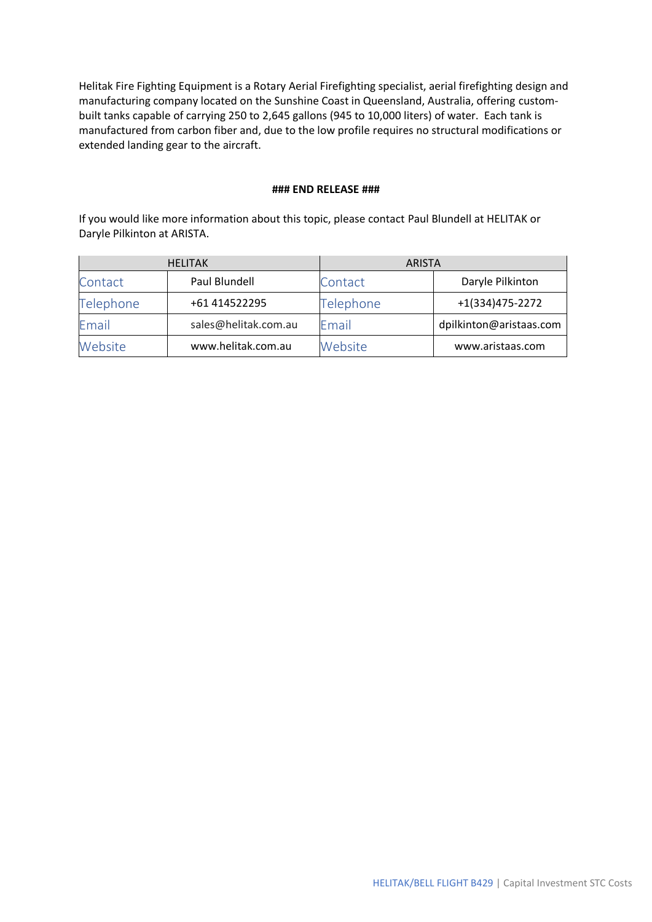Helitak Fire Fighting Equipment is a Rotary Aerial Firefighting specialist, aerial firefighting design and manufacturing company located on the Sunshine Coast in Queensland, Australia, offering custom-built tanks capable of carrying 250 to 2,645 gallons (945 to 10,000 liters) of water. Each tank is manufactured from carbon fiber and, due to the low profile requires no structural modifications or extended landing gear to the aircraft.

**### END RELEASE ###**

If you would like more information about this topic, please contact Paul Blundell at HELITAK or Daryle Pilkinton at ARISTA.

| HELITAK | | ARISTA | |
|---|---|---|---|
| Contact | Paul Blundell | Contact | Daryle Pilkinton |
| Telephone | +61 414522295 | Telephone | +1(334)475-2272 |
| Email | sales@helitak.com.au | Email | dpilkinton@aristaas.com |
| Website | www.helitak.com.au | Website | www.aristaas.com |